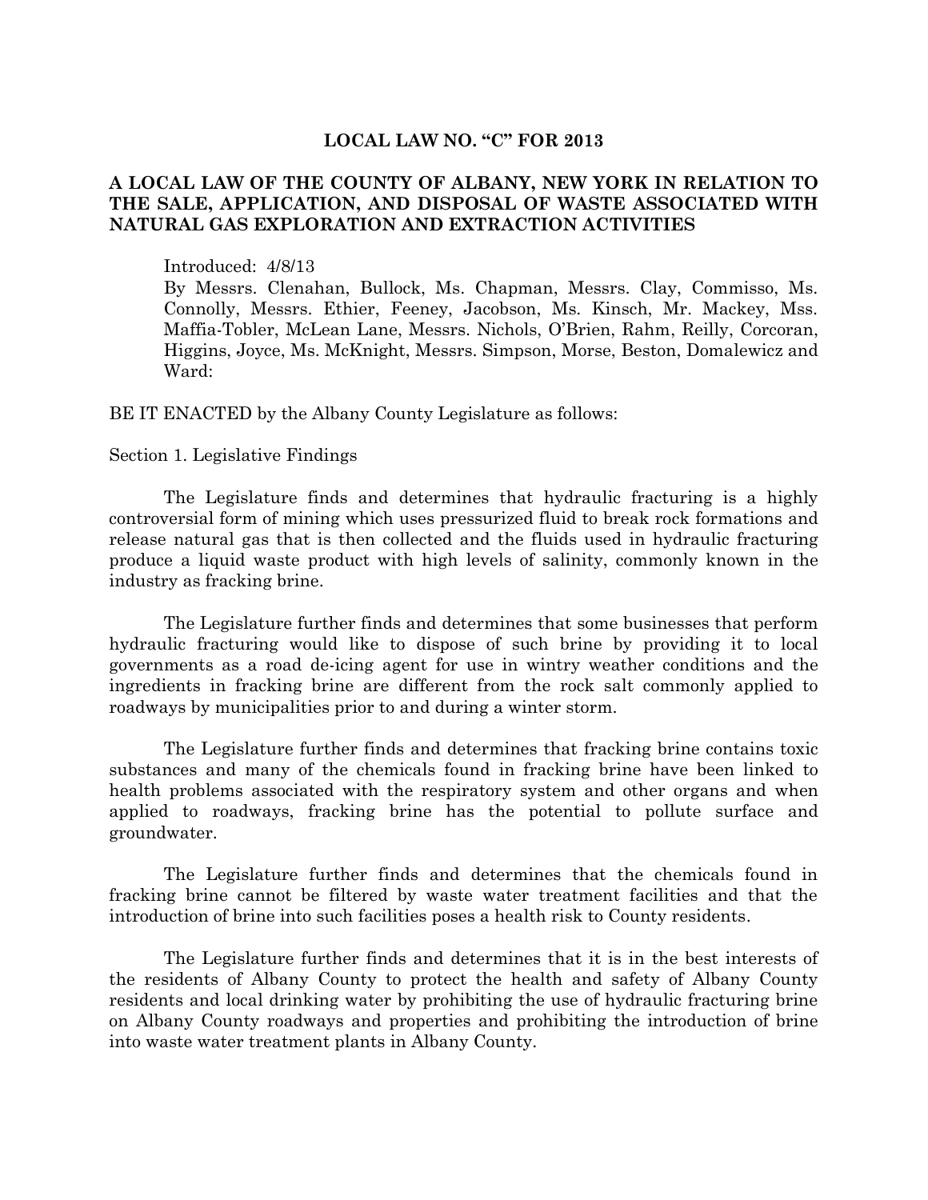# LOCAL LAW NO. "C" FOR 2013

## A LOCAL LAW OF THE COUNTY OF ALBANY, NEW YORK IN RELATION TO THE SALE, APPLICATION, AND DISPOSAL OF WASTE ASSOCIATED WITH NATURAL GAS EXPLORATION AND EXTRACTION ACTIVITIES

Introduced: 4/8/13
By Messrs. Clenahan, Bullock, Ms. Chapman, Messrs. Clay, Commisso, Ms. Connolly, Messrs. Ethier, Feeney, Jacobson, Ms. Kinsch, Mr. Mackey, Mss. Maffia-Tobler, McLean Lane, Messrs. Nichols, O'Brien, Rahm, Reilly, Corcoran, Higgins, Joyce, Ms. McKnight, Messrs. Simpson, Morse, Beston, Domalewicz and Ward:

BE IT ENACTED by the Albany County Legislature as follows:

Section 1. Legislative Findings

The Legislature finds and determines that hydraulic fracturing is a highly controversial form of mining which uses pressurized fluid to break rock formations and release natural gas that is then collected and the fluids used in hydraulic fracturing produce a liquid waste product with high levels of salinity, commonly known in the industry as fracking brine.

The Legislature further finds and determines that some businesses that perform hydraulic fracturing would like to dispose of such brine by providing it to local governments as a road de-icing agent for use in wintry weather conditions and the ingredients in fracking brine are different from the rock salt commonly applied to roadways by municipalities prior to and during a winter storm.

The Legislature further finds and determines that fracking brine contains toxic substances and many of the chemicals found in fracking brine have been linked to health problems associated with the respiratory system and other organs and when applied to roadways, fracking brine has the potential to pollute surface and groundwater.

The Legislature further finds and determines that the chemicals found in fracking brine cannot be filtered by waste water treatment facilities and that the introduction of brine into such facilities poses a health risk to County residents.

The Legislature further finds and determines that it is in the best interests of the residents of Albany County to protect the health and safety of Albany County residents and local drinking water by prohibiting the use of hydraulic fracturing brine on Albany County roadways and properties and prohibiting the introduction of brine into waste water treatment plants in Albany County.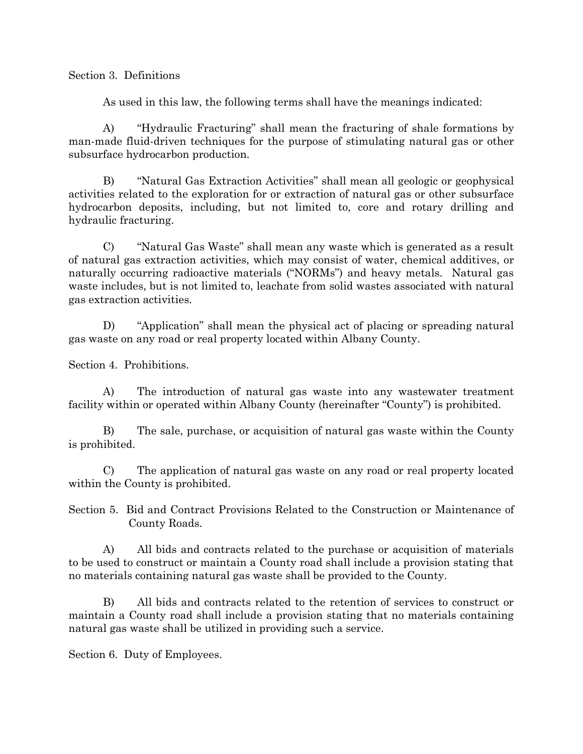Section 3. Definitions

As used in this law, the following terms shall have the meanings indicated:

A) "Hydraulic Fracturing" shall mean the fracturing of shale formations by man-made fluid-driven techniques for the purpose of stimulating natural gas or other subsurface hydrocarbon production.

B) "Natural Gas Extraction Activities" shall mean all geologic or geophysical activities related to the exploration for or extraction of natural gas or other subsurface hydrocarbon deposits, including, but not limited to, core and rotary drilling and hydraulic fracturing.

C) "Natural Gas Waste" shall mean any waste which is generated as a result of natural gas extraction activities, which may consist of water, chemical additives, or naturally occurring radioactive materials ("NORMs") and heavy metals. Natural gas waste includes, but is not limited to, leachate from solid wastes associated with natural gas extraction activities.

D) "Application" shall mean the physical act of placing or spreading natural gas waste on any road or real property located within Albany County.

Section 4. Prohibitions.

A) The introduction of natural gas waste into any wastewater treatment facility within or operated within Albany County (hereinafter "County") is prohibited.

B) The sale, purchase, or acquisition of natural gas waste within the County is prohibited.

C) The application of natural gas waste on any road or real property located within the County is prohibited.

Section 5. Bid and Contract Provisions Related to the Construction or Maintenance of County Roads.

A) All bids and contracts related to the purchase or acquisition of materials to be used to construct or maintain a County road shall include a provision stating that no materials containing natural gas waste shall be provided to the County.

B) All bids and contracts related to the retention of services to construct or maintain a County road shall include a provision stating that no materials containing natural gas waste shall be utilized in providing such a service.

Section 6. Duty of Employees.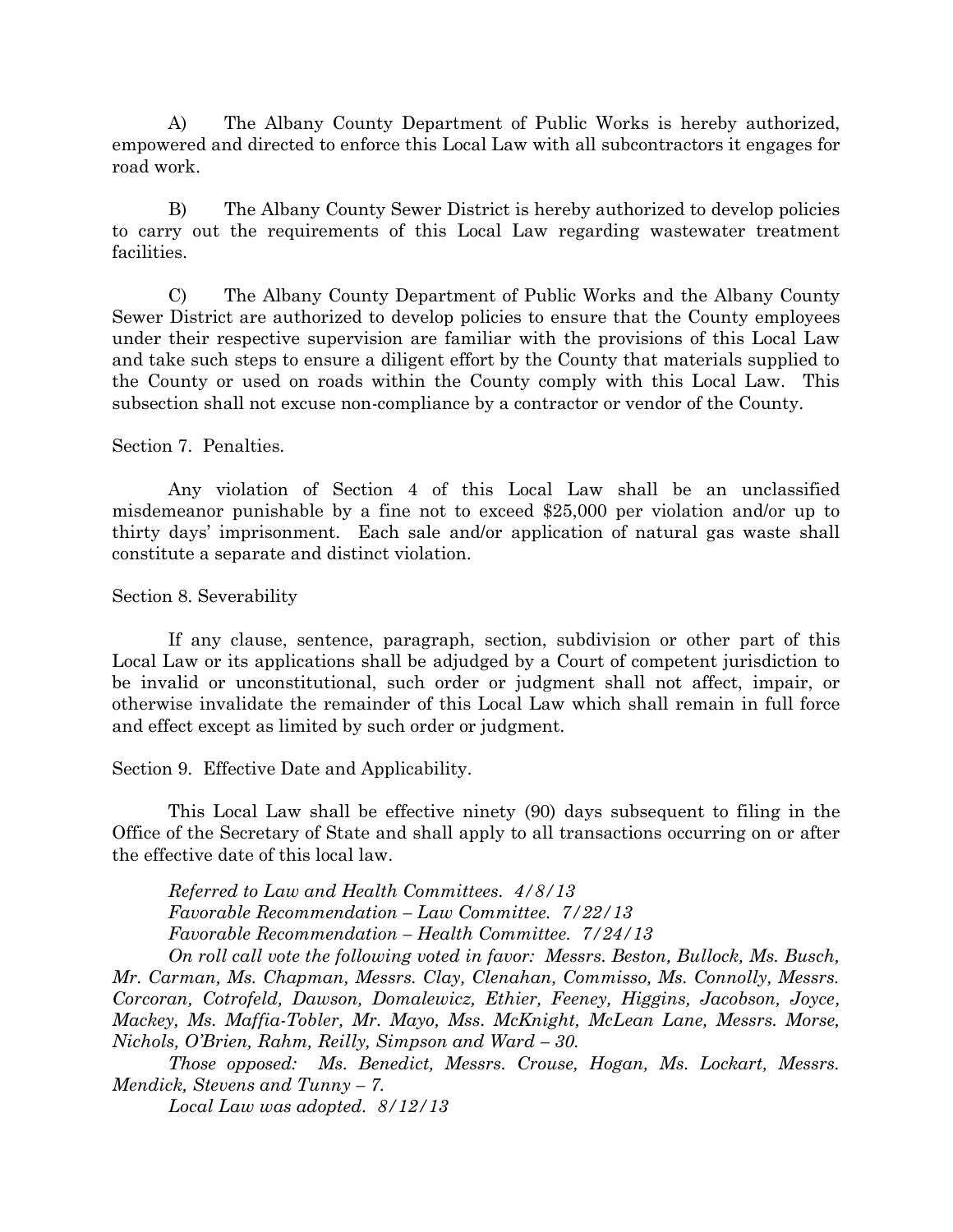A) The Albany County Department of Public Works is hereby authorized, empowered and directed to enforce this Local Law with all subcontractors it engages for road work.

B) The Albany County Sewer District is hereby authorized to develop policies to carry out the requirements of this Local Law regarding wastewater treatment facilities.

C) The Albany County Department of Public Works and the Albany County Sewer District are authorized to develop policies to ensure that the County employees under their respective supervision are familiar with the provisions of this Local Law and take such steps to ensure a diligent effort by the County that materials supplied to the County or used on roads within the County comply with this Local Law. This subsection shall not excuse non-compliance by a contractor or vendor of the County.

Section 7. Penalties.

Any violation of Section 4 of this Local Law shall be an unclassified misdemeanor punishable by a fine not to exceed $25,000 per violation and/or up to thirty days' imprisonment. Each sale and/or application of natural gas waste shall constitute a separate and distinct violation.

Section 8. Severability

If any clause, sentence, paragraph, section, subdivision or other part of this Local Law or its applications shall be adjudged by a Court of competent jurisdiction to be invalid or unconstitutional, such order or judgment shall not affect, impair, or otherwise invalidate the remainder of this Local Law which shall remain in full force and effect except as limited by such order or judgment.

Section 9. Effective Date and Applicability.

This Local Law shall be effective ninety (90) days subsequent to filing in the Office of the Secretary of State and shall apply to all transactions occurring on or after the effective date of this local law.

*Referred to Law and Health Committees. 4/8/13*

*Favorable Recommendation – Law Committee. 7/22/13*

*Favorable Recommendation – Health Committee. 7/24/13*

*On roll call vote the following voted in favor: Messrs. Beston, Bullock, Ms. Busch, Mr. Carman, Ms. Chapman, Messrs. Clay, Clenahan, Commisso, Ms. Connolly, Messrs. Corcoran, Cotrofeld, Dawson, Domalewicz, Ethier, Feeney, Higgins, Jacobson, Joyce, Mackey, Ms. Maffia-Tobler, Mr. Mayo, Mss. McKnight, McLean Lane, Messrs. Morse, Nichols, O'Brien, Rahm, Reilly, Simpson and Ward – 30.*

*Those opposed: Ms. Benedict, Messrs. Crouse, Hogan, Ms. Lockart, Messrs. Mendick, Stevens and Tunny – 7.*

*Local Law was adopted. 8/12/13*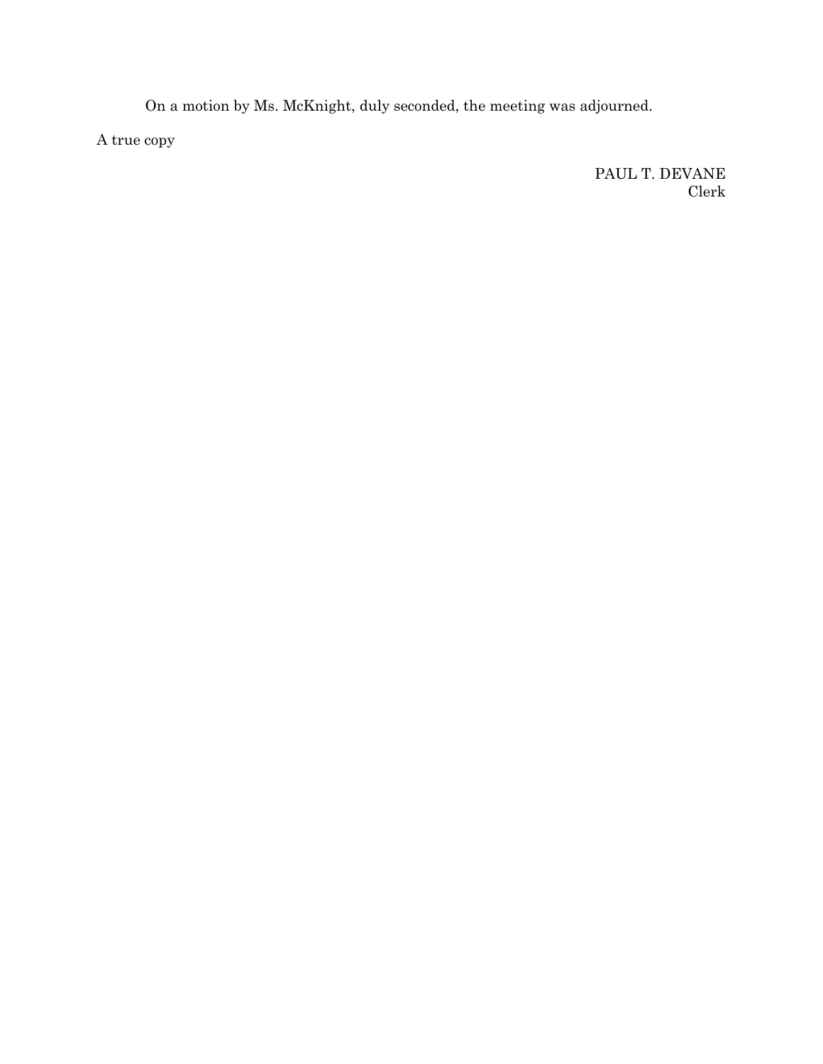On a motion by Ms. McKnight, duly seconded, the meeting was adjourned.

A true copy

PAUL T. DEVANE
Clerk